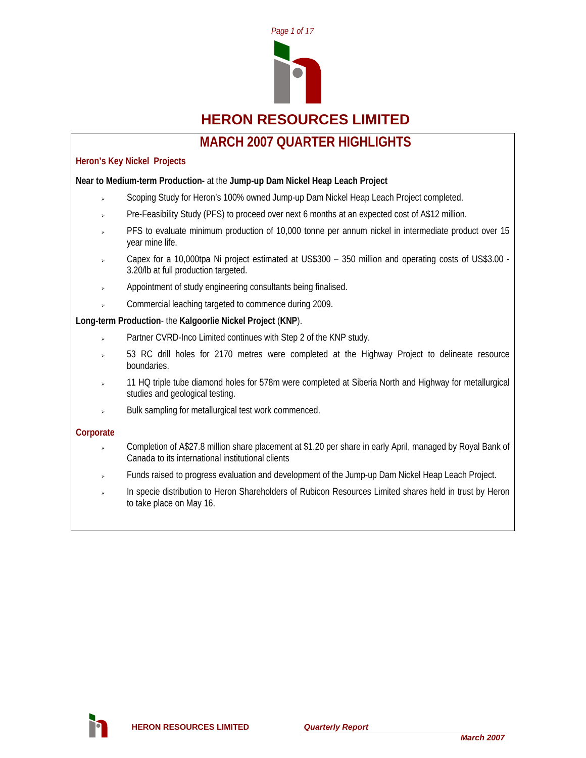# HERON RESOURCES LIMITED

## MARCH 2007 QUARTER HIGHLIGHTS

### Heron's Key Nickel Projects

**Near to Medium-term Production-** at the **Jump-up Dam Nickel Heap Leach Project**

- Scoping Study for Heron's 100% owned Jump-up Dam Nickel Heap Leach Project completed.
- Pre-Feasibility Study (PFS) to proceed over next 6 months at an expected cost of A$12 million.
- PFS to evaluate minimum production of 10,000 tonne per annum nickel in intermediate product over 15 year mine life.
- Capex for a 10,000tpa Ni project estimated at US$300 – 350 million and operating costs of US$3.00 - 3.20/lb at full production targeted.
- Appointment of study engineering consultants being finalised.
- Commercial leaching targeted to commence during 2009.

**Long-term Production**- the **Kalgoorlie Nickel Project** (**KNP**).

- Partner CVRD-Inco Limited continues with Step 2 of the KNP study.
- 53 RC drill holes for 2170 metres were completed at the Highway Project to delineate resource boundaries.
- 11 HQ triple tube diamond holes for 578m were completed at Siberia North and Highway for metallurgical studies and geological testing.
- Bulk sampling for metallurgical test work commenced.

### Corporate

- Completion of A$27.8 million share placement at $1.20 per share in early April, managed by Royal Bank of Canada to its international institutional clients
- Funds raised to progress evaluation and development of the Jump-up Dam Nickel Heap Leach Project.
- In specie distribution to Heron Shareholders of Rubicon Resources Limited shares held in trust by Heron to take place on May 16.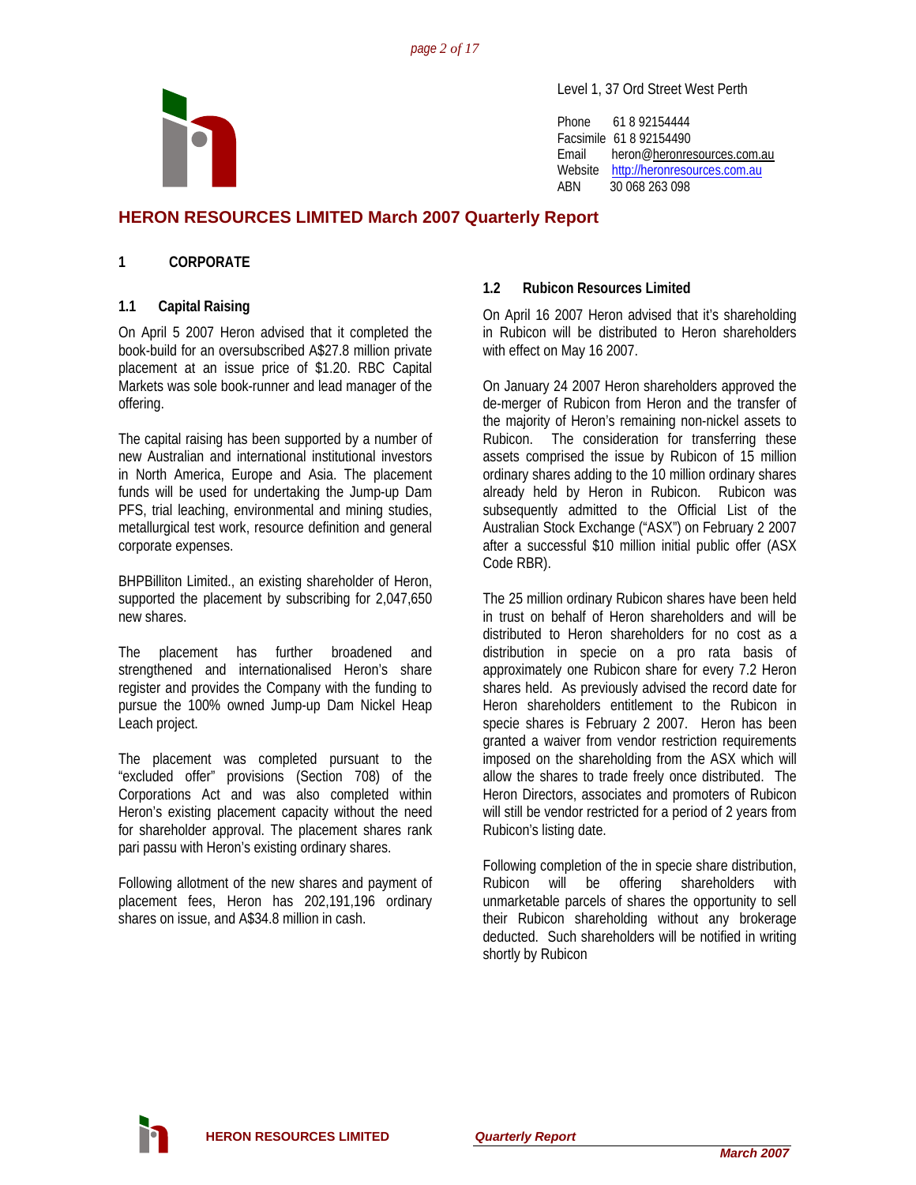Level 1, 37 Ord Street West Perth

Phone 61 8 92154444
Facsimile 61 8 92154490
Email heron@heronresources.com.au
Website http://heronresources.com.au
ABN 30 068 263 098

# HERON RESOURCES LIMITED March 2007 Quarterly Report

## 1 CORPORATE

### 1.1 Capital Raising

On April 5 2007 Heron advised that it completed the book-build for an oversubscribed A$27.8 million private placement at an issue price of $1.20. RBC Capital Markets was sole book-runner and lead manager of the offering.

The capital raising has been supported by a number of new Australian and international institutional investors in North America, Europe and Asia. The placement funds will be used for undertaking the Jump-up Dam PFS, trial leaching, environmental and mining studies, metallurgical test work, resource definition and general corporate expenses.

BHPBilliton Limited., an existing shareholder of Heron, supported the placement by subscribing for 2,047,650 new shares.

The placement has further broadened and strengthened and internationalised Heron's share register and provides the Company with the funding to pursue the 100% owned Jump-up Dam Nickel Heap Leach project.

The placement was completed pursuant to the "excluded offer" provisions (Section 708) of the Corporations Act and was also completed within Heron's existing placement capacity without the need for shareholder approval. The placement shares rank pari passu with Heron's existing ordinary shares.

Following allotment of the new shares and payment of placement fees, Heron has 202,191,196 ordinary shares on issue, and A$34.8 million in cash.

### 1.2 Rubicon Resources Limited

On April 16 2007 Heron advised that it's shareholding in Rubicon will be distributed to Heron shareholders with effect on May 16 2007.

On January 24 2007 Heron shareholders approved the de-merger of Rubicon from Heron and the transfer of the majority of Heron's remaining non-nickel assets to Rubicon. The consideration for transferring these assets comprised the issue by Rubicon of 15 million ordinary shares adding to the 10 million ordinary shares already held by Heron in Rubicon. Rubicon was subsequently admitted to the Official List of the Australian Stock Exchange ("ASX") on February 2 2007 after a successful $10 million initial public offer (ASX Code RBR).

The 25 million ordinary Rubicon shares have been held in trust on behalf of Heron shareholders and will be distributed to Heron shareholders for no cost as a distribution in specie on a pro rata basis of approximately one Rubicon share for every 7.2 Heron shares held. As previously advised the record date for Heron shareholders entitlement to the Rubicon in specie shares is February 2 2007. Heron has been granted a waiver from vendor restriction requirements imposed on the shareholding from the ASX which will allow the shares to trade freely once distributed. The Heron Directors, associates and promoters of Rubicon will still be vendor restricted for a period of 2 years from Rubicon's listing date.

Following completion of the in specie share distribution, Rubicon will be offering shareholders with unmarketable parcels of shares the opportunity to sell their Rubicon shareholding without any brokerage deducted. Such shareholders will be notified in writing shortly by Rubicon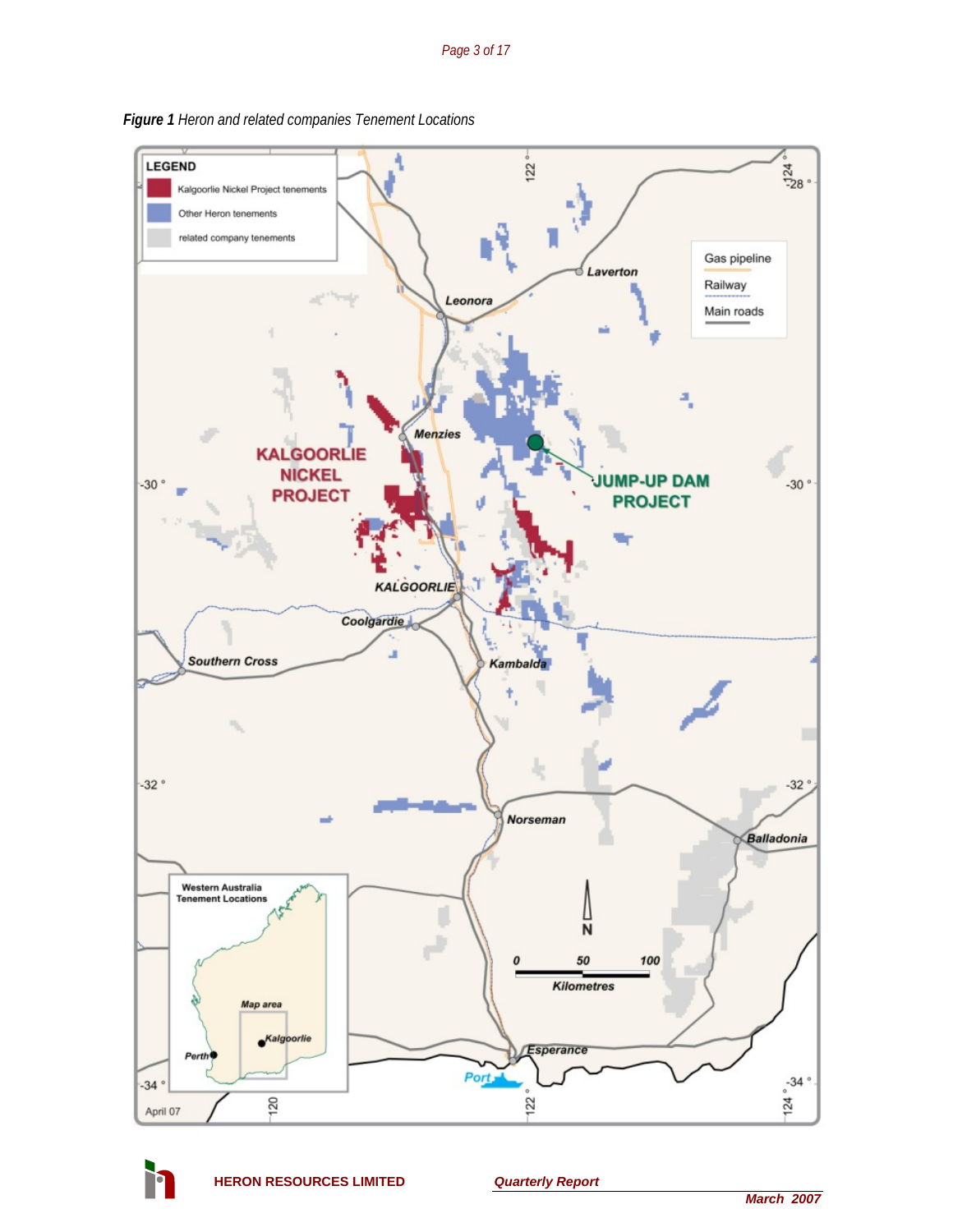***Figure 1** Heron and related companies Tenement Locations*

LEGEND
Kalgoorlie Nickel Project tenements
Other Heron tenements
related company tenements

Gas pipeline
Railway
Main roads

122°
124°
28°
-30°
-32°
-34°
120

Laverton
Leonora
Menzies
KALGOORLIE NICKEL PROJECT
JUMP-UP DAM PROJECT
KALGOORLIE
Coolgardie
Southern Cross
Kambalda
Norseman
Balladonia
Esperance
Port

Western Australia Tenement Locations
Map area
Kalgoorlie
Perth

N
0 50 100
Kilometres

April 07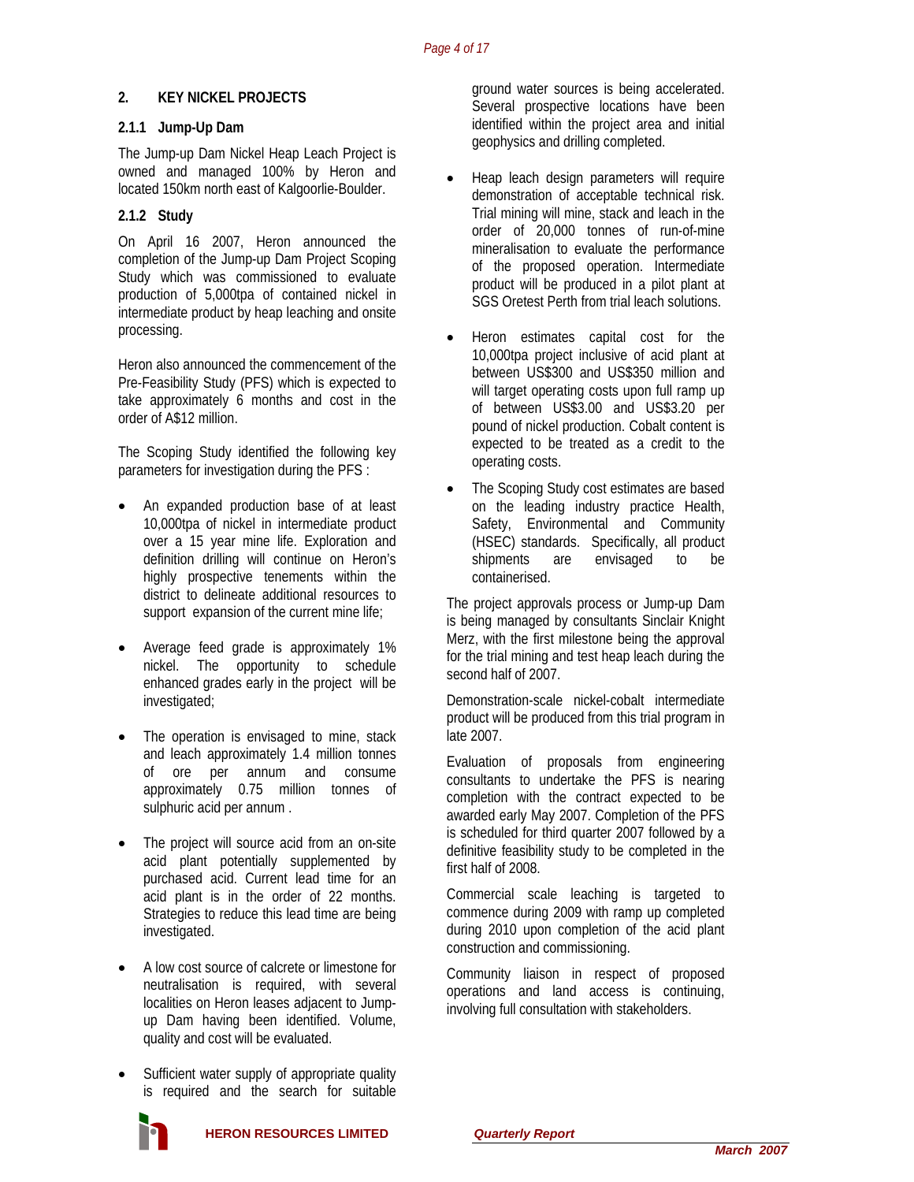## 2. KEY NICKEL PROJECTS

### 2.1.1 Jump-Up Dam

The Jump-up Dam Nickel Heap Leach Project is owned and managed 100% by Heron and located 150km north east of Kalgoorlie-Boulder.

### 2.1.2 Study

On April 16 2007, Heron announced the completion of the Jump-up Dam Project Scoping Study which was commissioned to evaluate production of 5,000tpa of contained nickel in intermediate product by heap leaching and onsite processing.

Heron also announced the commencement of the Pre-Feasibility Study (PFS) which is expected to take approximately 6 months and cost in the order of A$12 million.

The Scoping Study identified the following key parameters for investigation during the PFS :

- An expanded production base of at least 10,000tpa of nickel in intermediate product over a 15 year mine life. Exploration and definition drilling will continue on Heron's highly prospective tenements within the district to delineate additional resources to support expansion of the current mine life;
- Average feed grade is approximately 1% nickel. The opportunity to schedule enhanced grades early in the project will be investigated;
- The operation is envisaged to mine, stack and leach approximately 1.4 million tonnes of ore per annum and consume approximately 0.75 million tonnes of sulphuric acid per annum .
- The project will source acid from an on-site acid plant potentially supplemented by purchased acid. Current lead time for an acid plant is in the order of 22 months. Strategies to reduce this lead time are being investigated.
- A low cost source of calcrete or limestone for neutralisation is required, with several localities on Heron leases adjacent to Jump-up Dam having been identified. Volume, quality and cost will be evaluated.
- Sufficient water supply of appropriate quality is required and the search for suitable ground water sources is being accelerated. Several prospective locations have been identified within the project area and initial geophysics and drilling completed.
- Heap leach design parameters will require demonstration of acceptable technical risk. Trial mining will mine, stack and leach in the order of 20,000 tonnes of run-of-mine mineralisation to evaluate the performance of the proposed operation. Intermediate product will be produced in a pilot plant at SGS Oretest Perth from trial leach solutions.
- Heron estimates capital cost for the 10,000tpa project inclusive of acid plant at between US$300 and US$350 million and will target operating costs upon full ramp up of between US$3.00 and US$3.20 per pound of nickel production. Cobalt content is expected to be treated as a credit to the operating costs.
- The Scoping Study cost estimates are based on the leading industry practice Health, Safety, Environmental and Community (HSEC) standards. Specifically, all product shipments are envisaged to be containerised.

The project approvals process or Jump-up Dam is being managed by consultants Sinclair Knight Merz, with the first milestone being the approval for the trial mining and test heap leach during the second half of 2007.

Demonstration-scale nickel-cobalt intermediate product will be produced from this trial program in late 2007.

Evaluation of proposals from engineering consultants to undertake the PFS is nearing completion with the contract expected to be awarded early May 2007. Completion of the PFS is scheduled for third quarter 2007 followed by a definitive feasibility study to be completed in the first half of 2008.

Commercial scale leaching is targeted to commence during 2009 with ramp up completed during 2010 upon completion of the acid plant construction and commissioning.

Community liaison in respect of proposed operations and land access is continuing, involving full consultation with stakeholders.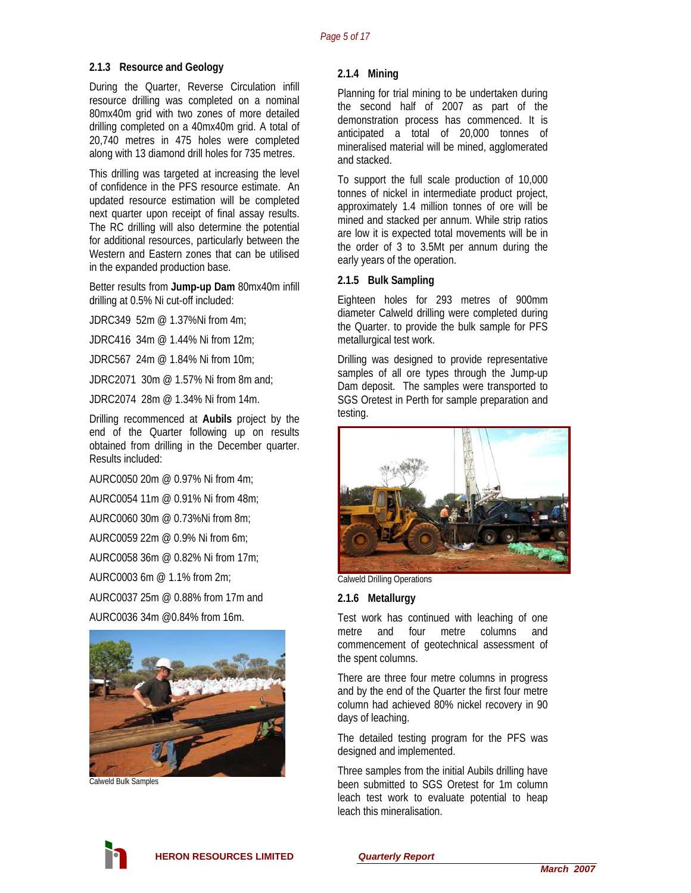### 2.1.3 Resource and Geology

During the Quarter, Reverse Circulation infill resource drilling was completed on a nominal 80mx40m grid with two zones of more detailed drilling completed on a 40mx40m grid. A total of 20,740 metres in 475 holes were completed along with 13 diamond drill holes for 735 metres.

This drilling was targeted at increasing the level of confidence in the PFS resource estimate. An updated resource estimation will be completed next quarter upon receipt of final assay results. The RC drilling will also determine the potential for additional resources, particularly between the Western and Eastern zones that can be utilised in the expanded production base.

Better results from **Jump-up Dam** 80mx40m infill drilling at 0.5% Ni cut-off included:

JDRC349 52m @ 1.37%Ni from 4m;

JDRC416 34m @ 1.44% Ni from 12m;

JDRC567 24m @ 1.84% Ni from 10m;

JDRC2071 30m @ 1.57% Ni from 8m and;

JDRC2074 28m @ 1.34% Ni from 14m.

Drilling recommenced at **Aubils** project by the end of the Quarter following up on results obtained from drilling in the December quarter. Results included:

AURC0050 20m @ 0.97% Ni from 4m;

AURC0054 11m @ 0.91% Ni from 48m;

AURC0060 30m @ 0.73%Ni from 8m;

AURC0059 22m @ 0.9% Ni from 6m;

AURC0058 36m @ 0.82% Ni from 17m;

AURC0003 6m @ 1.1% from 2m;

AURC0037 25m @ 0.88% from 17m and

AURC0036 34m @0.84% from 16m.

Calweld Bulk Samples

### 2.1.4 Mining

Planning for trial mining to be undertaken during the second half of 2007 as part of the demonstration process has commenced. It is anticipated a total of 20,000 tonnes of mineralised material will be mined, agglomerated and stacked.

To support the full scale production of 10,000 tonnes of nickel in intermediate product project, approximately 1.4 million tonnes of ore will be mined and stacked per annum. While strip ratios are low it is expected total movements will be in the order of 3 to 3.5Mt per annum during the early years of the operation.

### 2.1.5 Bulk Sampling

Eighteen holes for 293 metres of 900mm diameter Calweld drilling were completed during the Quarter. to provide the bulk sample for PFS metallurgical test work.

Drilling was designed to provide representative samples of all ore types through the Jump-up Dam deposit. The samples were transported to SGS Oretest in Perth for sample preparation and testing.

Calweld Drilling Operations

### 2.1.6 Metallurgy

Test work has continued with leaching of one metre and four metre columns and commencement of geotechnical assessment of the spent columns.

There are three four metre columns in progress and by the end of the Quarter the first four metre column had achieved 80% nickel recovery in 90 days of leaching.

The detailed testing program for the PFS was designed and implemented.

Three samples from the initial Aubils drilling have been submitted to SGS Oretest for 1m column leach test work to evaluate potential to heap leach this mineralisation.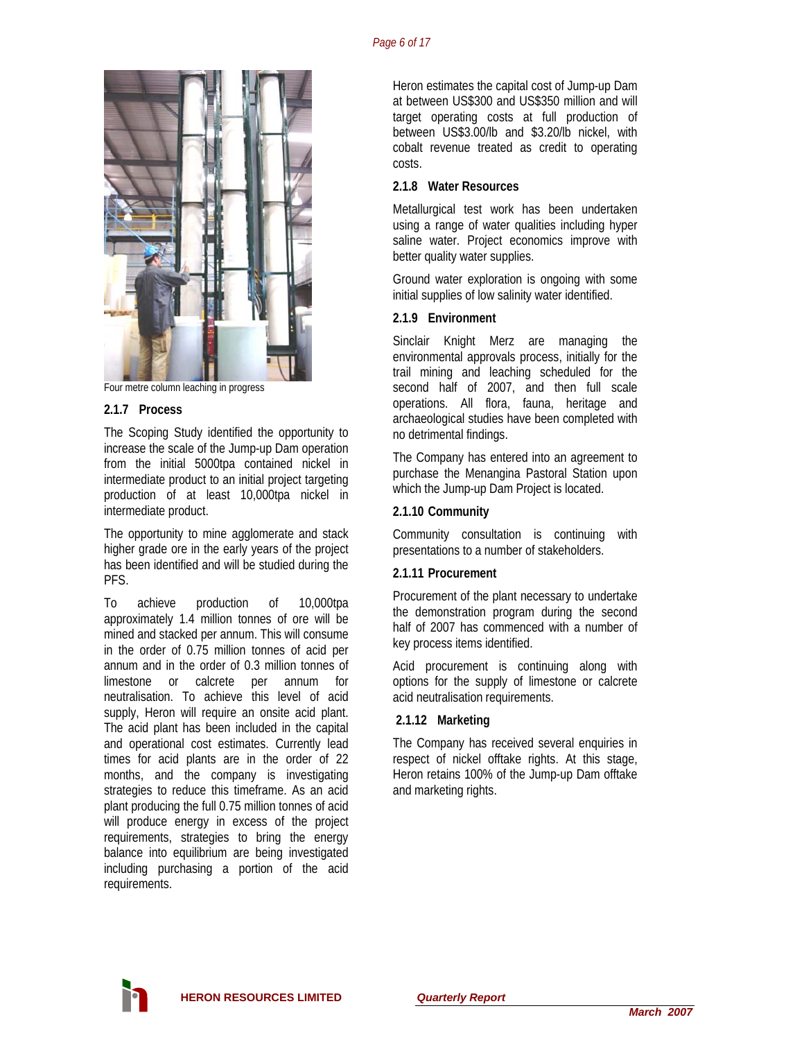Four metre column leaching in progress

### 2.1.7 Process

The Scoping Study identified the opportunity to increase the scale of the Jump-up Dam operation from the initial 5000tpa contained nickel in intermediate product to an initial project targeting production of at least 10,000tpa nickel in intermediate product.

The opportunity to mine agglomerate and stack higher grade ore in the early years of the project has been identified and will be studied during the PFS.

To achieve production of 10,000tpa approximately 1.4 million tonnes of ore will be mined and stacked per annum. This will consume in the order of 0.75 million tonnes of acid per annum and in the order of 0.3 million tonnes of limestone or calcrete per annum for neutralisation. To achieve this level of acid supply, Heron will require an onsite acid plant. The acid plant has been included in the capital and operational cost estimates. Currently lead times for acid plants are in the order of 22 months, and the company is investigating strategies to reduce this timeframe. As an acid plant producing the full 0.75 million tonnes of acid will produce energy in excess of the project requirements, strategies to bring the energy balance into equilibrium are being investigated including purchasing a portion of the acid requirements.

Heron estimates the capital cost of Jump-up Dam at between US$300 and US$350 million and will target operating costs at full production of between US$3.00/lb and $3.20/lb nickel, with cobalt revenue treated as credit to operating costs.

### 2.1.8 Water Resources

Metallurgical test work has been undertaken using a range of water qualities including hyper saline water. Project economics improve with better quality water supplies.

Ground water exploration is ongoing with some initial supplies of low salinity water identified.

### 2.1.9 Environment

Sinclair Knight Merz are managing the environmental approvals process, initially for the trail mining and leaching scheduled for the second half of 2007, and then full scale operations. All flora, fauna, heritage and archaeological studies have been completed with no detrimental findings.

The Company has entered into an agreement to purchase the Menangina Pastoral Station upon which the Jump-up Dam Project is located.

### 2.1.10 Community

Community consultation is continuing with presentations to a number of stakeholders.

### 2.1.11 Procurement

Procurement of the plant necessary to undertake the demonstration program during the second half of 2007 has commenced with a number of key process items identified.

Acid procurement is continuing along with options for the supply of limestone or calcrete acid neutralisation requirements.

### 2.1.12 Marketing

The Company has received several enquiries in respect of nickel offtake rights. At this stage, Heron retains 100% of the Jump-up Dam offtake and marketing rights.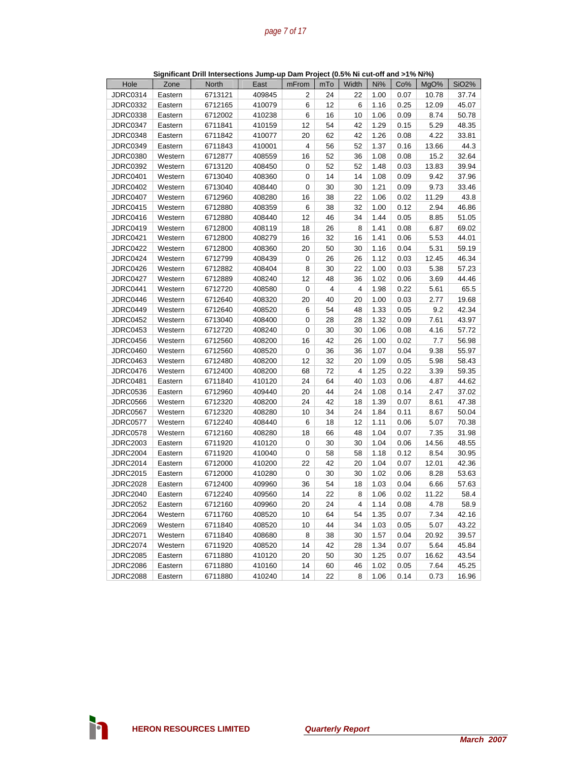**Significant Drill Intersections Jump-up Dam Project (0.5% Ni cut-off and >1% Ni%)**

| Hole | Zone | North | East | mFrom | mTo | Width | Ni% | Co% | MgO% | SiO2% |
|---|---|---|---|---|---|---|---|---|---|---|
| JDRC0314 | Eastern | 6713121 | 409845 | 2 | 24 | 22 | 1.00 | 0.07 | 10.78 | 37.74 |
| JDRC0332 | Eastern | 6712165 | 410079 | 6 | 12 | 6 | 1.16 | 0.25 | 12.09 | 45.07 |
| JDRC0338 | Eastern | 6712002 | 410238 | 6 | 16 | 10 | 1.06 | 0.09 | 8.74 | 50.78 |
| JDRC0347 | Eastern | 6711841 | 410159 | 12 | 54 | 42 | 1.29 | 0.15 | 5.29 | 48.35 |
| JDRC0348 | Eastern | 6711842 | 410077 | 20 | 62 | 42 | 1.26 | 0.08 | 4.22 | 33.81 |
| JDRC0349 | Eastern | 6711843 | 410001 | 4 | 56 | 52 | 1.37 | 0.16 | 13.66 | 44.3 |
| JDRC0380 | Western | 6712877 | 408559 | 16 | 52 | 36 | 1.08 | 0.08 | 15.2 | 32.64 |
| JDRC0392 | Western | 6713120 | 408450 | 0 | 52 | 52 | 1.48 | 0.03 | 13.83 | 39.94 |
| JDRC0401 | Western | 6713040 | 408360 | 0 | 14 | 14 | 1.08 | 0.09 | 9.42 | 37.96 |
| JDRC0402 | Western | 6713040 | 408440 | 0 | 30 | 30 | 1.21 | 0.09 | 9.73 | 33.46 |
| JDRC0407 | Western | 6712960 | 408280 | 16 | 38 | 22 | 1.06 | 0.02 | 11.29 | 43.8 |
| JDRC0415 | Western | 6712880 | 408359 | 6 | 38 | 32 | 1.00 | 0.12 | 2.94 | 46.86 |
| JDRC0416 | Western | 6712880 | 408440 | 12 | 46 | 34 | 1.44 | 0.05 | 8.85 | 51.05 |
| JDRC0419 | Western | 6712800 | 408119 | 18 | 26 | 8 | 1.41 | 0.08 | 6.87 | 69.02 |
| JDRC0421 | Western | 6712800 | 408279 | 16 | 32 | 16 | 1.41 | 0.06 | 5.53 | 44.01 |
| JDRC0422 | Western | 6712800 | 408360 | 20 | 50 | 30 | 1.16 | 0.04 | 5.31 | 59.19 |
| JDRC0424 | Western | 6712799 | 408439 | 0 | 26 | 26 | 1.12 | 0.03 | 12.45 | 46.34 |
| JDRC0426 | Western | 6712882 | 408404 | 8 | 30 | 22 | 1.00 | 0.03 | 5.38 | 57.23 |
| JDRC0427 | Western | 6712889 | 408240 | 12 | 48 | 36 | 1.02 | 0.06 | 3.69 | 44.46 |
| JDRC0441 | Western | 6712720 | 408580 | 0 | 4 | 4 | 1.98 | 0.22 | 5.61 | 65.5 |
| JDRC0446 | Western | 6712640 | 408320 | 20 | 40 | 20 | 1.00 | 0.03 | 2.77 | 19.68 |
| JDRC0449 | Western | 6712640 | 408520 | 6 | 54 | 48 | 1.33 | 0.05 | 9.2 | 42.34 |
| JDRC0452 | Western | 6713040 | 408400 | 0 | 28 | 28 | 1.32 | 0.09 | 7.61 | 43.97 |
| JDRC0453 | Western | 6712720 | 408240 | 0 | 30 | 30 | 1.06 | 0.08 | 4.16 | 57.72 |
| JDRC0456 | Western | 6712560 | 408200 | 16 | 42 | 26 | 1.00 | 0.02 | 7.7 | 56.98 |
| JDRC0460 | Western | 6712560 | 408520 | 0 | 36 | 36 | 1.07 | 0.04 | 9.38 | 55.97 |
| JDRC0463 | Western | 6712480 | 408200 | 12 | 32 | 20 | 1.09 | 0.05 | 5.98 | 58.43 |
| JDRC0476 | Western | 6712400 | 408200 | 68 | 72 | 4 | 1.25 | 0.22 | 3.39 | 59.35 |
| JDRC0481 | Eastern | 6711840 | 410120 | 24 | 64 | 40 | 1.03 | 0.06 | 4.87 | 44.62 |
| JDRC0536 | Eastern | 6712960 | 409440 | 20 | 44 | 24 | 1.08 | 0.14 | 2.47 | 37.02 |
| JDRC0566 | Western | 6712320 | 408200 | 24 | 42 | 18 | 1.39 | 0.07 | 8.61 | 47.38 |
| JDRC0567 | Western | 6712320 | 408280 | 10 | 34 | 24 | 1.84 | 0.11 | 8.67 | 50.04 |
| JDRC0577 | Western | 6712240 | 408440 | 6 | 18 | 12 | 1.11 | 0.06 | 5.07 | 70.38 |
| JDRC0578 | Western | 6712160 | 408280 | 18 | 66 | 48 | 1.04 | 0.07 | 7.35 | 31.98 |
| JDRC2003 | Eastern | 6711920 | 410120 | 0 | 30 | 30 | 1.04 | 0.06 | 14.56 | 48.55 |
| JDRC2004 | Eastern | 6711920 | 410040 | 0 | 58 | 58 | 1.18 | 0.12 | 8.54 | 30.95 |
| JDRC2014 | Eastern | 6712000 | 410200 | 22 | 42 | 20 | 1.04 | 0.07 | 12.01 | 42.36 |
| JDRC2015 | Eastern | 6712000 | 410280 | 0 | 30 | 30 | 1.02 | 0.06 | 8.28 | 53.63 |
| JDRC2028 | Eastern | 6712400 | 409960 | 36 | 54 | 18 | 1.03 | 0.04 | 6.66 | 57.63 |
| JDRC2040 | Eastern | 6712240 | 409560 | 14 | 22 | 8 | 1.06 | 0.02 | 11.22 | 58.4 |
| JDRC2052 | Eastern | 6712160 | 409960 | 20 | 24 | 4 | 1.14 | 0.08 | 4.78 | 58.9 |
| JDRC2064 | Western | 6711760 | 408520 | 10 | 64 | 54 | 1.35 | 0.07 | 7.34 | 42.16 |
| JDRC2069 | Western | 6711840 | 408520 | 10 | 44 | 34 | 1.03 | 0.05 | 5.07 | 43.22 |
| JDRC2071 | Western | 6711840 | 408680 | 8 | 38 | 30 | 1.57 | 0.04 | 20.92 | 39.57 |
| JDRC2074 | Western | 6711920 | 408520 | 14 | 42 | 28 | 1.34 | 0.07 | 5.64 | 45.84 |
| JDRC2085 | Eastern | 6711880 | 410120 | 20 | 50 | 30 | 1.25 | 0.07 | 16.62 | 43.54 |
| JDRC2086 | Eastern | 6711880 | 410160 | 14 | 60 | 46 | 1.02 | 0.05 | 7.64 | 45.25 |
| JDRC2088 | Eastern | 6711880 | 410240 | 14 | 22 | 8 | 1.06 | 0.14 | 0.73 | 16.96 |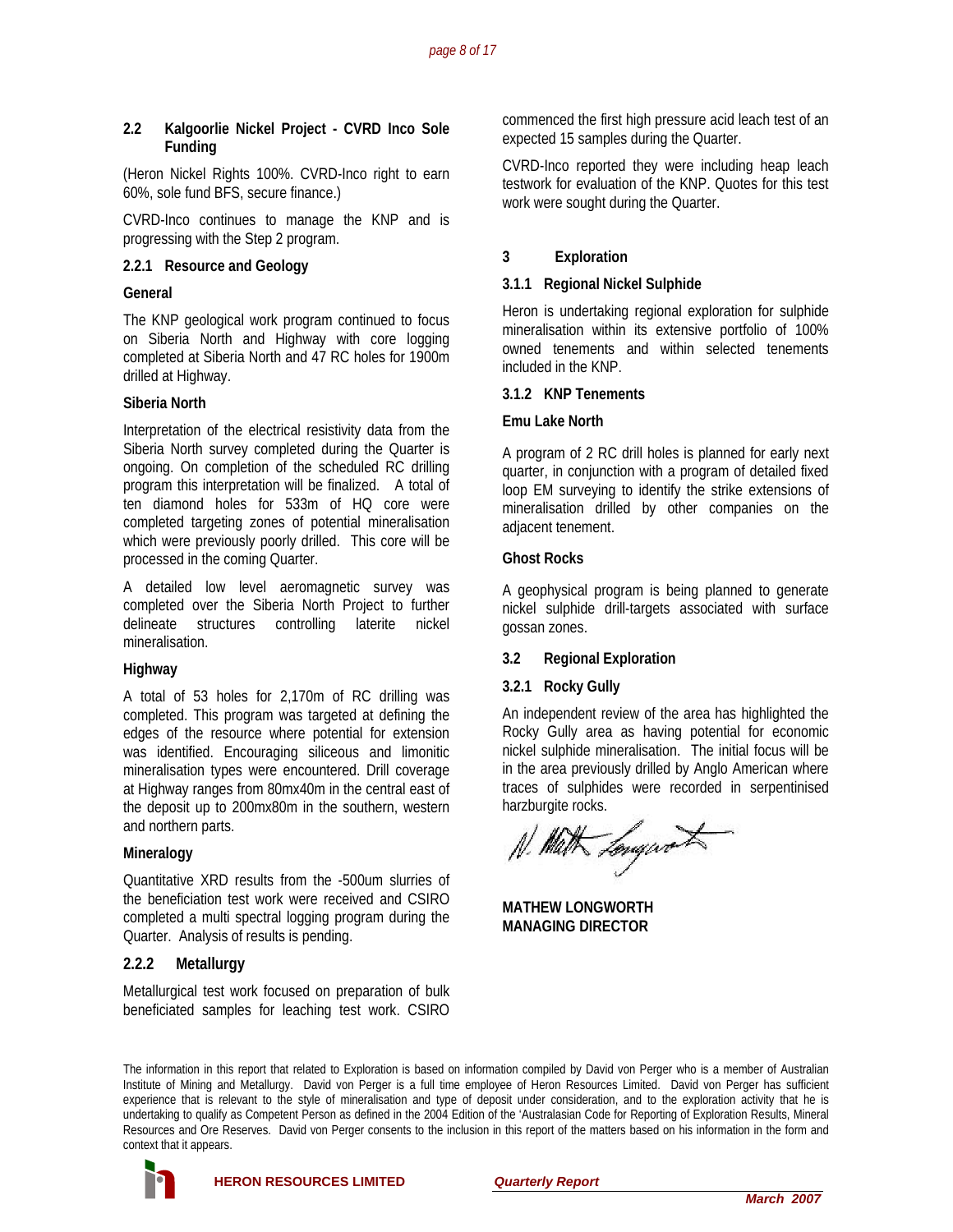### 2.2 Kalgoorlie Nickel Project - CVRD Inco Sole Funding

(Heron Nickel Rights 100%. CVRD-Inco right to earn 60%, sole fund BFS, secure finance.)

CVRD-Inco continues to manage the KNP and is progressing with the Step 2 program.

#### 2.2.1 Resource and Geology

**General**

The KNP geological work program continued to focus on Siberia North and Highway with core logging completed at Siberia North and 47 RC holes for 1900m drilled at Highway.

**Siberia North**

Interpretation of the electrical resistivity data from the Siberia North survey completed during the Quarter is ongoing. On completion of the scheduled RC drilling program this interpretation will be finalized. A total of ten diamond holes for 533m of HQ core were completed targeting zones of potential mineralisation which were previously poorly drilled. This core will be processed in the coming Quarter.

A detailed low level aeromagnetic survey was completed over the Siberia North Project to further delineate structures controlling laterite nickel mineralisation.

**Highway**

A total of 53 holes for 2,170m of RC drilling was completed. This program was targeted at defining the edges of the resource where potential for extension was identified. Encouraging siliceous and limonitic mineralisation types were encountered. Drill coverage at Highway ranges from 80mx40m in the central east of the deposit up to 200mx80m in the southern, western and northern parts.

**Mineralogy**

Quantitative XRD results from the -500um slurries of the beneficiation test work were received and CSIRO completed a multi spectral logging program during the Quarter. Analysis of results is pending.

#### 2.2.2 Metallurgy

Metallurgical test work focused on preparation of bulk beneficiated samples for leaching test work. CSIRO commenced the first high pressure acid leach test of an expected 15 samples during the Quarter.

CVRD-Inco reported they were including heap leach testwork for evaluation of the KNP. Quotes for this test work were sought during the Quarter.

## 3 Exploration

#### 3.1.1 Regional Nickel Sulphide

Heron is undertaking regional exploration for sulphide mineralisation within its extensive portfolio of 100% owned tenements and within selected tenements included in the KNP.

#### 3.1.2 KNP Tenements

**Emu Lake North**

A program of 2 RC drill holes is planned for early next quarter, in conjunction with a program of detailed fixed loop EM surveying to identify the strike extensions of mineralisation drilled by other companies on the adjacent tenement.

**Ghost Rocks**

A geophysical program is being planned to generate nickel sulphide drill-targets associated with surface gossan zones.

### 3.2 Regional Exploration

#### 3.2.1 Rocky Gully

An independent review of the area has highlighted the Rocky Gully area as having potential for economic nickel sulphide mineralisation. The initial focus will be in the area previously drilled by Anglo American where traces of sulphides were recorded in serpentinised harzburgite rocks.

**MATHEW LONGWORTH**
**MANAGING DIRECTOR**

The information in this report that related to Exploration is based on information compiled by David von Perger who is a member of Australian Institute of Mining and Metallurgy. David von Perger is a full time employee of Heron Resources Limited. David von Perger has sufficient experience that is relevant to the style of mineralisation and type of deposit under consideration, and to the exploration activity that he is undertaking to qualify as Competent Person as defined in the 2004 Edition of the 'Australasian Code for Reporting of Exploration Results, Mineral Resources and Ore Reserves. David von Perger consents to the inclusion in this report of the matters based on his information in the form and context that it appears.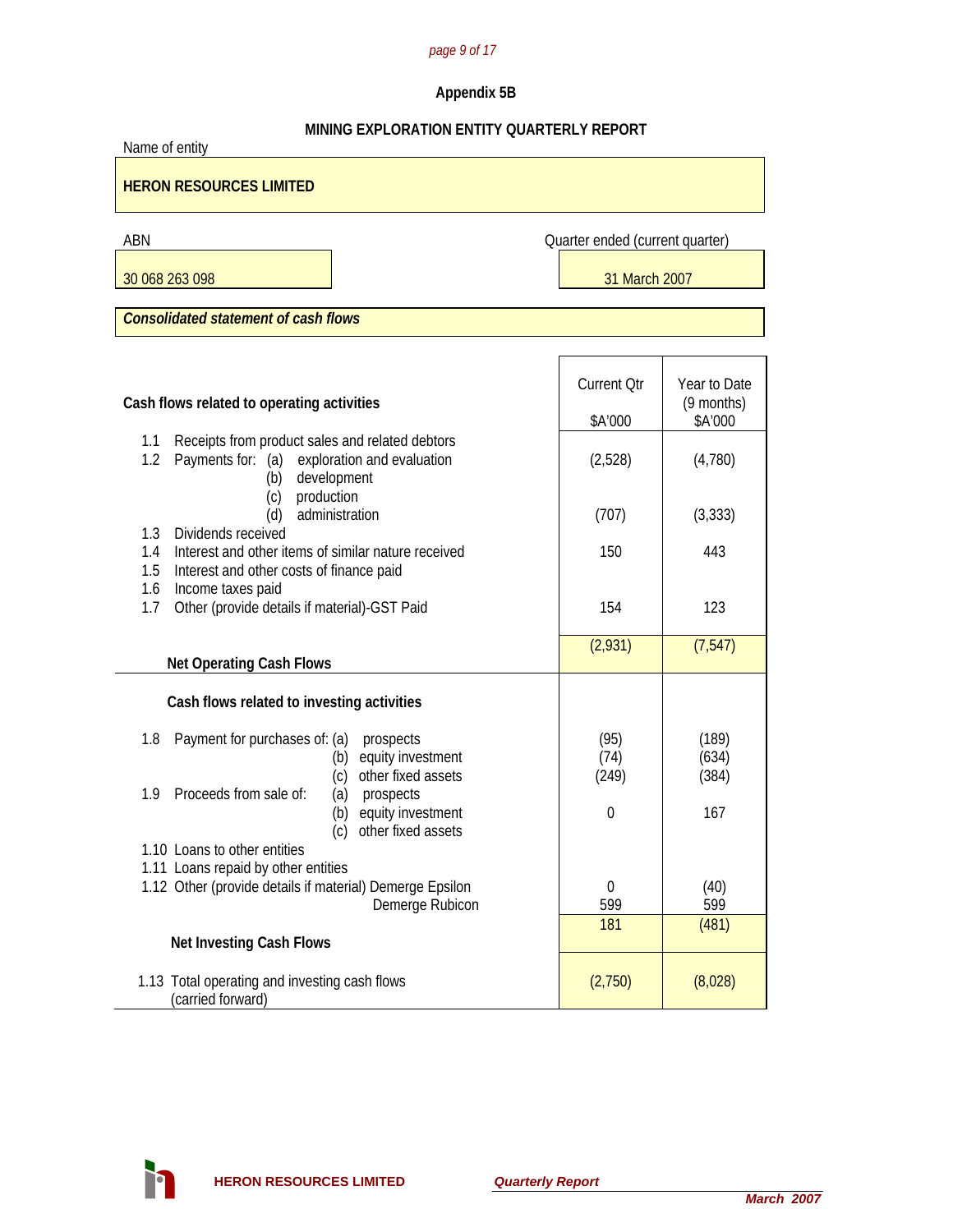## Appendix 5B

### MINING EXPLORATION ENTITY QUARTERLY REPORT

Name of entity

**HERON RESOURCES LIMITED**

| ABN | Quarter ended (current quarter) |
|---|---|
| 30 068 263 098 | 31 March 2007 |

***Consolidated statement of cash flows***

| **Cash flows related to operating activities** | Current Qtr $A'000 | Year to Date (9 months) $A'000 |
|---|---|---|
| 1.1 Receipts from product sales and related debtors | | |
| 1.2 Payments for: (a) exploration and evaluation | (2,528) | (4,780) |
| (b) development | | |
| (c) production | | |
| (d) administration | (707) | (3,333) |
| 1.3 Dividends received | | |
| 1.4 Interest and other items of similar nature received | 150 | 443 |
| 1.5 Interest and other costs of finance paid | | |
| 1.6 Income taxes paid | | |
| 1.7 Other (provide details if material)-GST Paid | 154 | 123 |
| **Net Operating Cash Flows** | (2,931) | (7,547) |
| **Cash flows related to investing activities** | | |
| 1.8 Payment for purchases of: (a) prospects | (95) | (189) |
| (b) equity investment | (74) | (634) |
| (c) other fixed assets | (249) | (384) |
| 1.9 Proceeds from sale of: (a) prospects | | |
| (b) equity investment | 0 | 167 |
| (c) other fixed assets | | |
| 1.10 Loans to other entities | | |
| 1.11 Loans repaid by other entities | | |
| 1.12 Other (provide details if material) Demerge Epsilon | 0 | (40) |
| Demerge Rubicon | 599 | 599 |
| **Net Investing Cash Flows** | 181 | (481) |
| 1.13 Total operating and investing cash flows (carried forward) | (2,750) | (8,028) |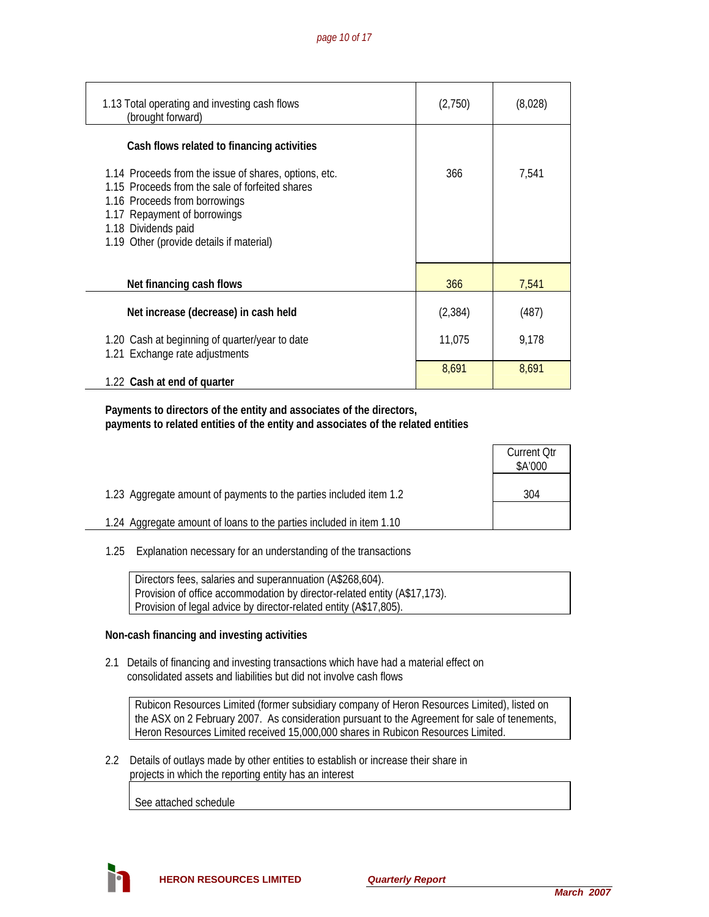| | | |
|---|---|---|
| 1.13 Total operating and investing cash flows (brought forward) | (2,750) | (8,028) |
| **Cash flows related to financing activities** | | |
| 1.14 Proceeds from the issue of shares, options, etc. | 366 | 7,541 |
| 1.15 Proceeds from the sale of forfeited shares | | |
| 1.16 Proceeds from borrowings | | |
| 1.17 Repayment of borrowings | | |
| 1.18 Dividends paid | | |
| 1.19 Other (provide details if material) | | |
| **Net financing cash flows** | 366 | 7,541 |
| **Net increase (decrease) in cash held** | (2,384) | (487) |
| 1.20 Cash at beginning of quarter/year to date | 11,075 | 9,178 |
| 1.21 Exchange rate adjustments | | |
| 1.22 **Cash at end of quarter** | 8,691 | 8,691 |

**Payments to directors of the entity and associates of the directors, payments to related entities of the entity and associates of the related entities**

| | Current Qtr $A'000 |
|---|---|
| 1.23 Aggregate amount of payments to the parties included item 1.2 | 304 |
| 1.24 Aggregate amount of loans to the parties included in item 1.10 | |

1.25 Explanation necessary for an understanding of the transactions

Directors fees, salaries and superannuation (A$268,604).
Provision of office accommodation by director-related entity (A$17,173).
Provision of legal advice by director-related entity (A$17,805).

**Non-cash financing and investing activities**

2.1 Details of financing and investing transactions which have had a material effect on consolidated assets and liabilities but did not involve cash flows

Rubicon Resources Limited (former subsidiary company of Heron Resources Limited), listed on the ASX on 2 February 2007. As consideration pursuant to the Agreement for sale of tenements, Heron Resources Limited received 15,000,000 shares in Rubicon Resources Limited.

2.2 Details of outlays made by other entities to establish or increase their share in projects in which the reporting entity has an interest

See attached schedule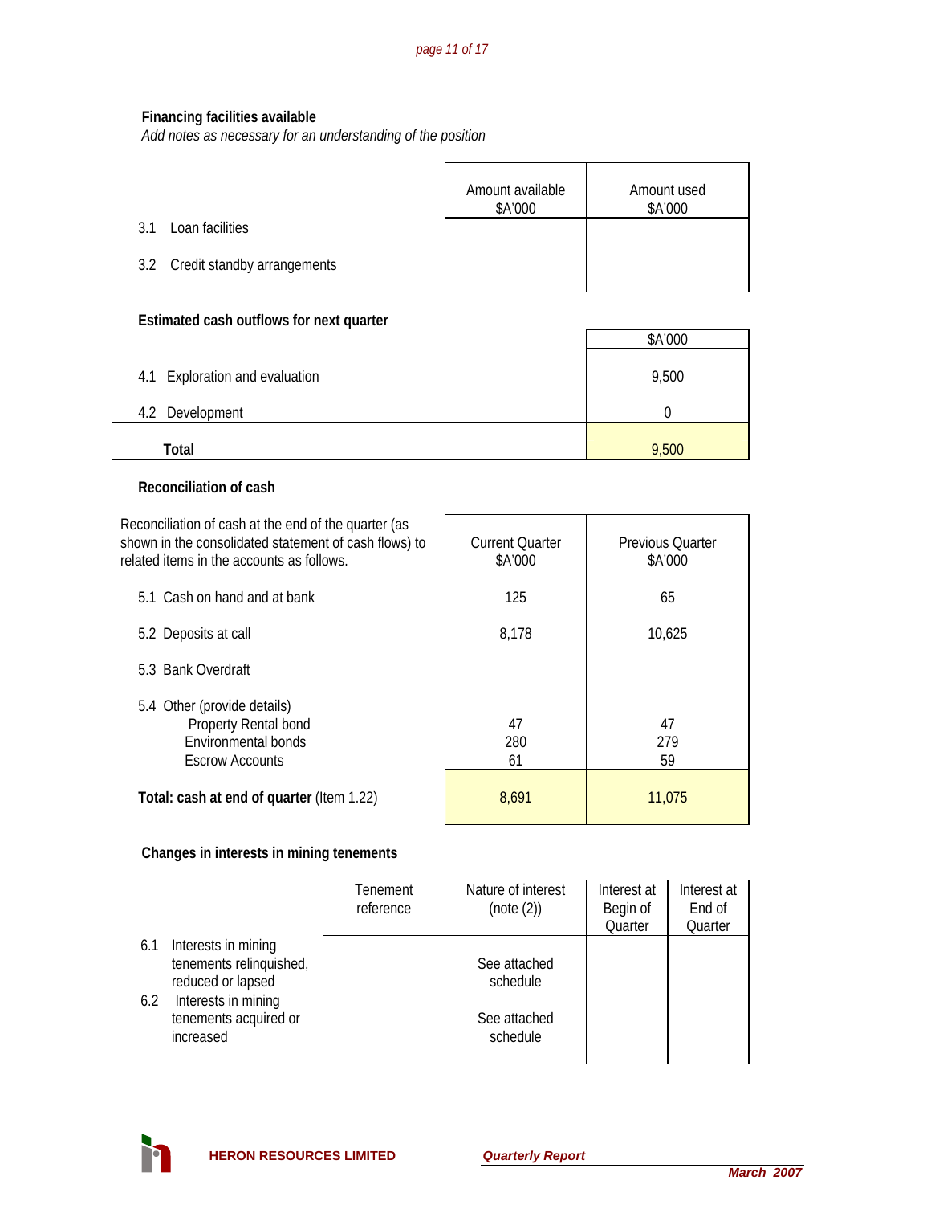**Financing facilities available**

*Add notes as necessary for an understanding of the position*

| | Amount available $A'000 | Amount used $A'000 |
|---|---|---|
| 3.1 Loan facilities | | |
| 3.2 Credit standby arrangements | | |

**Estimated cash outflows for next quarter**

| | $A'000 |
|---|---|
| 4.1 Exploration and evaluation | 9,500 |
| 4.2 Development | 0 |
| **Total** | 9,500 |

**Reconciliation of cash**

| Reconciliation of cash at the end of the quarter (as shown in the consolidated statement of cash flows) to related items in the accounts as follows. | Current Quarter $A'000 | Previous Quarter $A'000 |
|---|---|---|
| 5.1 Cash on hand and at bank | 125 | 65 |
| 5.2 Deposits at call | 8,178 | 10,625 |
| 5.3 Bank Overdraft | | |
| 5.4 Other (provide details) | | |
| Property Rental bond | 47 | 47 |
| Environmental bonds | 280 | 279 |
| Escrow Accounts | 61 | 59 |
| **Total: cash at end of quarter** (Item 1.22) | 8,691 | 11,075 |

**Changes in interests in mining tenements**

| | Tenement reference | Nature of interest (note (2)) | Interest at Begin of Quarter | Interest at End of Quarter |
|---|---|---|---|---|
| 6.1 Interests in mining tenements relinquished, reduced or lapsed | | See attached schedule | | |
| 6.2 Interests in mining tenements acquired or increased | | See attached schedule | | |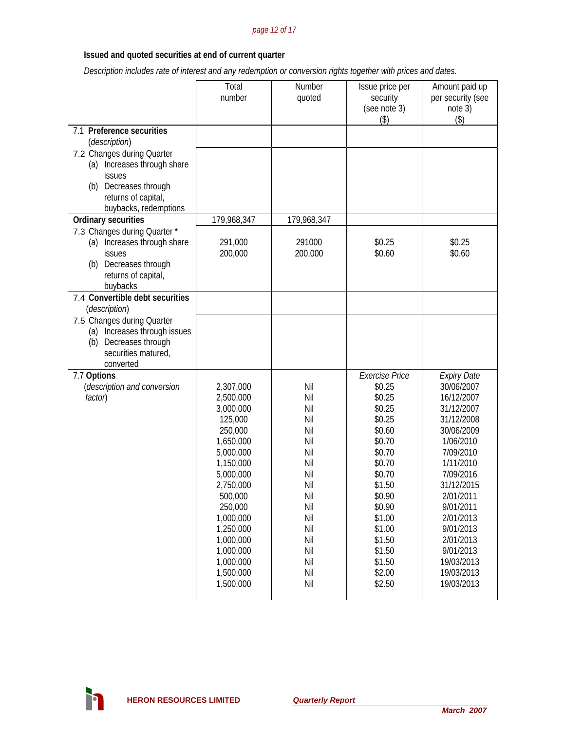## Issued and quoted securities at end of current quarter

*Description includes rate of interest and any redemption or conversion rights together with prices and dates.*

| | Total number | Number quoted | Issue price per security (see note 3) ($) | Amount paid up per security (see note 3) ($) |
|---|---|---|---|---|
| 7.1 **Preference securities** (*description*) | | | | |
| 7.2 Changes during Quarter (a) Increases through share issues (b) Decreases through returns of capital, buybacks, redemptions | | | | |
| **Ordinary securities** | 179,968,347 | 179,968,347 | | |
| 7.3 Changes during Quarter * (a) Increases through share issues (b) Decreases through returns of capital, buybacks | 291,000<br>200,000 | 291000<br>200,000 | $0.25<br>$0.60 | $0.25<br>$0.60 |
| 7.4 **Convertible debt securities** (*description*) | | | | |
| 7.5 Changes during Quarter (a) Increases through issues (b) Decreases through securities matured, converted | | | | |
| 7.7 **Options** (*description and conversion factor*) | | | *Exercise Price* | *Expiry Date* |
| | 2,307,000 | Nil | $0.25 | 30/06/2007 |
| | 2,500,000 | Nil | $0.25 | 16/12/2007 |
| | 3,000,000 | Nil | $0.25 | 31/12/2007 |
| | 125,000 | Nil | $0.25 | 31/12/2008 |
| | 250,000 | Nil | $0.60 | 30/06/2009 |
| | 1,650,000 | Nil | $0.70 | 1/06/2010 |
| | 5,000,000 | Nil | $0.70 | 7/09/2010 |
| | 1,150,000 | Nil | $0.70 | 1/11/2010 |
| | 5,000,000 | Nil | $0.70 | 7/09/2016 |
| | 2,750,000 | Nil | $1.50 | 31/12/2015 |
| | 500,000 | Nil | $0.90 | 2/01/2011 |
| | 250,000 | Nil | $0.90 | 9/01/2011 |
| | 1,000,000 | Nil | $1.00 | 2/01/2013 |
| | 1,250,000 | Nil | $1.00 | 9/01/2013 |
| | 1,000,000 | Nil | $1.50 | 2/01/2013 |
| | 1,000,000 | Nil | $1.50 | 9/01/2013 |
| | 1,000,000 | Nil | $1.50 | 19/03/2013 |
| | 1,500,000 | Nil | $2.00 | 19/03/2013 |
| | 1,500,000 | Nil | $2.50 | 19/03/2013 |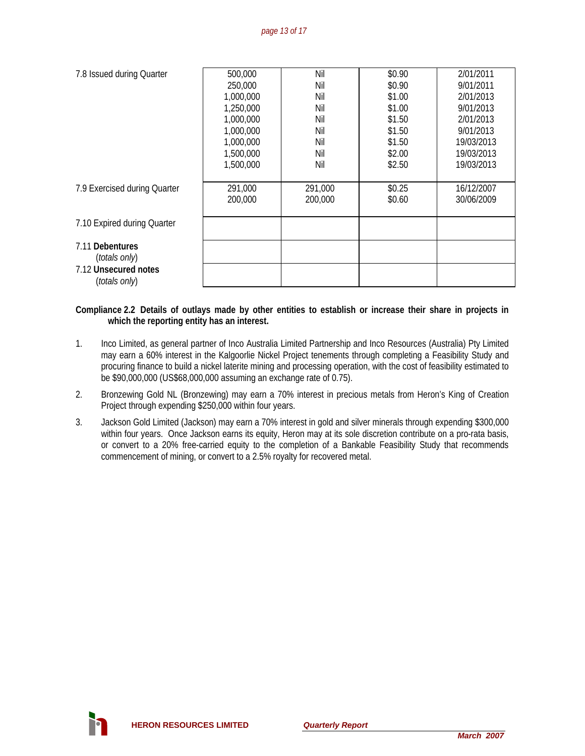| | | | | |
|---|---|---|---|---|
| 7.8 Issued during Quarter | 500,000<br>250,000<br>1,000,000<br>1,250,000<br>1,000,000<br>1,000,000<br>1,000,000<br>1,500,000<br>1,500,000 | Nil<br>Nil<br>Nil<br>Nil<br>Nil<br>Nil<br>Nil<br>Nil<br>Nil | \$0.90<br>\$0.90<br>\$1.00<br>\$1.00<br>\$1.50<br>\$1.50<br>\$1.50<br>\$2.00<br>\$2.50 | 2/01/2011<br>9/01/2011<br>2/01/2013<br>9/01/2013<br>2/01/2013<br>9/01/2013<br>19/03/2013<br>19/03/2013<br>19/03/2013 |
| 7.9 Exercised during Quarter | 291,000<br>200,000 | 291,000<br>200,000 | \$0.25<br>\$0.60 | 16/12/2007<br>30/06/2009 |
| 7.10 Expired during Quarter | | | | |
| 7.11 **Debentures** (*totals only*) | | | | |
| 7.12 **Unsecured notes** (*totals only*) | | | | |

**Compliance 2.2 Details of outlays made by other entities to establish or increase their share in projects in which the reporting entity has an interest.**

1. Inco Limited, as general partner of Inco Australia Limited Partnership and Inco Resources (Australia) Pty Limited may earn a 60% interest in the Kalgoorlie Nickel Project tenements through completing a Feasibility Study and procuring finance to build a nickel laterite mining and processing operation, with the cost of feasibility estimated to be $90,000,000 (US$68,000,000 assuming an exchange rate of 0.75).
2. Bronzewing Gold NL (Bronzewing) may earn a 70% interest in precious metals from Heron's King of Creation Project through expending $250,000 within four years.
3. Jackson Gold Limited (Jackson) may earn a 70% interest in gold and silver minerals through expending $300,000 within four years. Once Jackson earns its equity, Heron may at its sole discretion contribute on a pro-rata basis, or convert to a 20% free-carried equity to the completion of a Bankable Feasibility Study that recommends commencement of mining, or convert to a 2.5% royalty for recovered metal.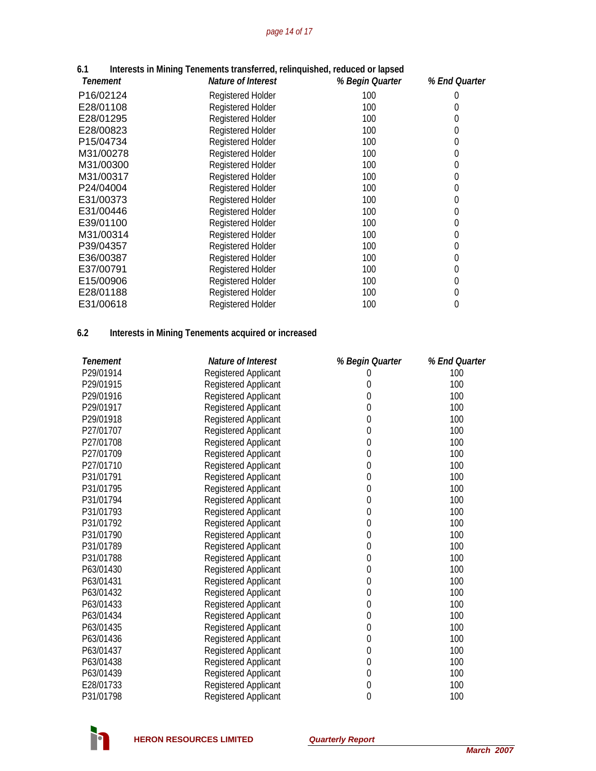### 6.1 Interests in Mining Tenements transferred, relinquished, reduced or lapsed

| *Tenement* | *Nature of Interest* | *% Begin Quarter* | *% End Quarter* |
|---|---|---|---|
| P16/02124 | Registered Holder | 100 | 0 |
| E28/01108 | Registered Holder | 100 | 0 |
| E28/01295 | Registered Holder | 100 | 0 |
| E28/00823 | Registered Holder | 100 | 0 |
| P15/04734 | Registered Holder | 100 | 0 |
| M31/00278 | Registered Holder | 100 | 0 |
| M31/00300 | Registered Holder | 100 | 0 |
| M31/00317 | Registered Holder | 100 | 0 |
| P24/04004 | Registered Holder | 100 | 0 |
| E31/00373 | Registered Holder | 100 | 0 |
| E31/00446 | Registered Holder | 100 | 0 |
| E39/01100 | Registered Holder | 100 | 0 |
| M31/00314 | Registered Holder | 100 | 0 |
| P39/04357 | Registered Holder | 100 | 0 |
| E36/00387 | Registered Holder | 100 | 0 |
| E37/00791 | Registered Holder | 100 | 0 |
| E15/00906 | Registered Holder | 100 | 0 |
| E28/01188 | Registered Holder | 100 | 0 |
| E31/00618 | Registered Holder | 100 | 0 |

### 6.2 Interests in Mining Tenements acquired or increased

| *Tenement* | *Nature of Interest* | *% Begin Quarter* | *% End Quarter* |
|---|---|---|---|
| P29/01914 | Registered Applicant | 0 | 100 |
| P29/01915 | Registered Applicant | 0 | 100 |
| P29/01916 | Registered Applicant | 0 | 100 |
| P29/01917 | Registered Applicant | 0 | 100 |
| P29/01918 | Registered Applicant | 0 | 100 |
| P27/01707 | Registered Applicant | 0 | 100 |
| P27/01708 | Registered Applicant | 0 | 100 |
| P27/01709 | Registered Applicant | 0 | 100 |
| P27/01710 | Registered Applicant | 0 | 100 |
| P31/01791 | Registered Applicant | 0 | 100 |
| P31/01795 | Registered Applicant | 0 | 100 |
| P31/01794 | Registered Applicant | 0 | 100 |
| P31/01793 | Registered Applicant | 0 | 100 |
| P31/01792 | Registered Applicant | 0 | 100 |
| P31/01790 | Registered Applicant | 0 | 100 |
| P31/01789 | Registered Applicant | 0 | 100 |
| P31/01788 | Registered Applicant | 0 | 100 |
| P63/01430 | Registered Applicant | 0 | 100 |
| P63/01431 | Registered Applicant | 0 | 100 |
| P63/01432 | Registered Applicant | 0 | 100 |
| P63/01433 | Registered Applicant | 0 | 100 |
| P63/01434 | Registered Applicant | 0 | 100 |
| P63/01435 | Registered Applicant | 0 | 100 |
| P63/01436 | Registered Applicant | 0 | 100 |
| P63/01437 | Registered Applicant | 0 | 100 |
| P63/01438 | Registered Applicant | 0 | 100 |
| P63/01439 | Registered Applicant | 0 | 100 |
| E28/01733 | Registered Applicant | 0 | 100 |
| P31/01798 | Registered Applicant | 0 | 100 |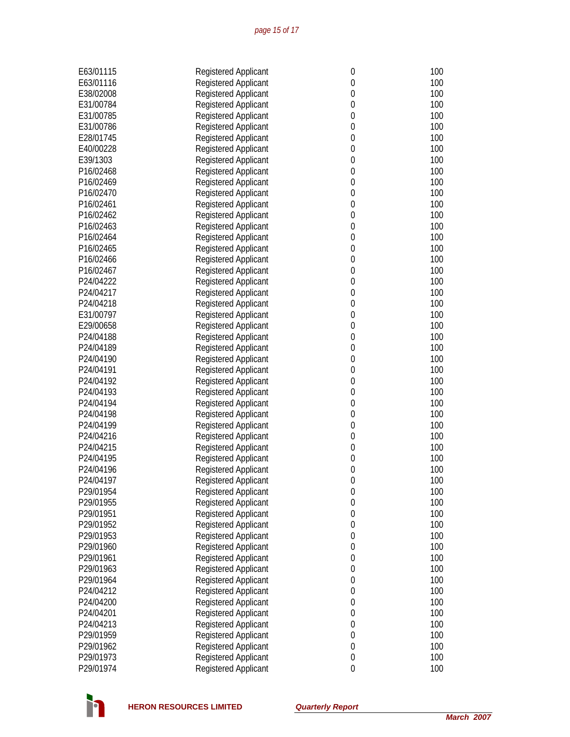| | | | |
|---|---|---|---|
| E63/01115 | Registered Applicant | 0 | 100 |
| E63/01116 | Registered Applicant | 0 | 100 |
| E38/02008 | Registered Applicant | 0 | 100 |
| E31/00784 | Registered Applicant | 0 | 100 |
| E31/00785 | Registered Applicant | 0 | 100 |
| E31/00786 | Registered Applicant | 0 | 100 |
| E28/01745 | Registered Applicant | 0 | 100 |
| E40/00228 | Registered Applicant | 0 | 100 |
| E39/1303 | Registered Applicant | 0 | 100 |
| P16/02468 | Registered Applicant | 0 | 100 |
| P16/02469 | Registered Applicant | 0 | 100 |
| P16/02470 | Registered Applicant | 0 | 100 |
| P16/02461 | Registered Applicant | 0 | 100 |
| P16/02462 | Registered Applicant | 0 | 100 |
| P16/02463 | Registered Applicant | 0 | 100 |
| P16/02464 | Registered Applicant | 0 | 100 |
| P16/02465 | Registered Applicant | 0 | 100 |
| P16/02466 | Registered Applicant | 0 | 100 |
| P16/02467 | Registered Applicant | 0 | 100 |
| P24/04222 | Registered Applicant | 0 | 100 |
| P24/04217 | Registered Applicant | 0 | 100 |
| P24/04218 | Registered Applicant | 0 | 100 |
| E31/00797 | Registered Applicant | 0 | 100 |
| E29/00658 | Registered Applicant | 0 | 100 |
| P24/04188 | Registered Applicant | 0 | 100 |
| P24/04189 | Registered Applicant | 0 | 100 |
| P24/04190 | Registered Applicant | 0 | 100 |
| P24/04191 | Registered Applicant | 0 | 100 |
| P24/04192 | Registered Applicant | 0 | 100 |
| P24/04193 | Registered Applicant | 0 | 100 |
| P24/04194 | Registered Applicant | 0 | 100 |
| P24/04198 | Registered Applicant | 0 | 100 |
| P24/04199 | Registered Applicant | 0 | 100 |
| P24/04216 | Registered Applicant | 0 | 100 |
| P24/04215 | Registered Applicant | 0 | 100 |
| P24/04195 | Registered Applicant | 0 | 100 |
| P24/04196 | Registered Applicant | 0 | 100 |
| P24/04197 | Registered Applicant | 0 | 100 |
| P29/01954 | Registered Applicant | 0 | 100 |
| P29/01955 | Registered Applicant | 0 | 100 |
| P29/01951 | Registered Applicant | 0 | 100 |
| P29/01952 | Registered Applicant | 0 | 100 |
| P29/01953 | Registered Applicant | 0 | 100 |
| P29/01960 | Registered Applicant | 0 | 100 |
| P29/01961 | Registered Applicant | 0 | 100 |
| P29/01963 | Registered Applicant | 0 | 100 |
| P29/01964 | Registered Applicant | 0 | 100 |
| P24/04212 | Registered Applicant | 0 | 100 |
| P24/04200 | Registered Applicant | 0 | 100 |
| P24/04201 | Registered Applicant | 0 | 100 |
| P24/04213 | Registered Applicant | 0 | 100 |
| P29/01959 | Registered Applicant | 0 | 100 |
| P29/01962 | Registered Applicant | 0 | 100 |
| P29/01973 | Registered Applicant | 0 | 100 |
| P29/01974 | Registered Applicant | 0 | 100 |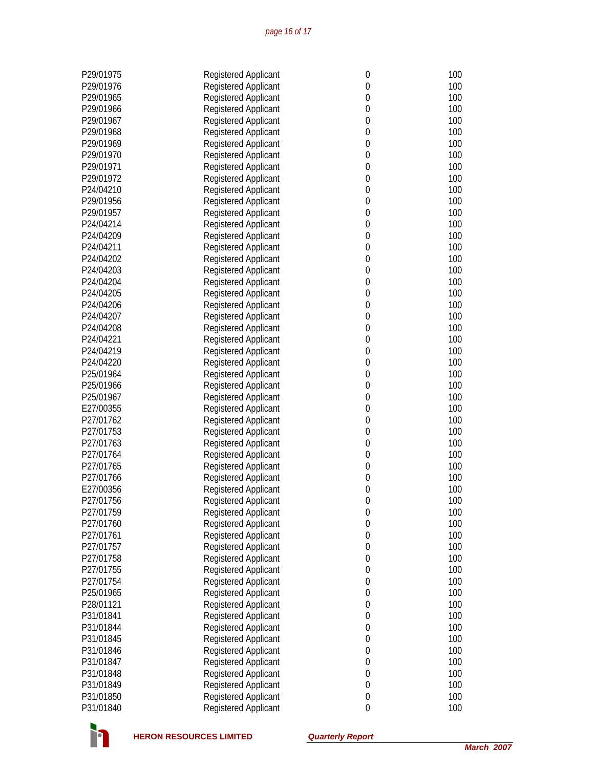| | | | |
|---|---|---|---|
| P29/01975 | Registered Applicant | 0 | 100 |
| P29/01976 | Registered Applicant | 0 | 100 |
| P29/01965 | Registered Applicant | 0 | 100 |
| P29/01966 | Registered Applicant | 0 | 100 |
| P29/01967 | Registered Applicant | 0 | 100 |
| P29/01968 | Registered Applicant | 0 | 100 |
| P29/01969 | Registered Applicant | 0 | 100 |
| P29/01970 | Registered Applicant | 0 | 100 |
| P29/01971 | Registered Applicant | 0 | 100 |
| P29/01972 | Registered Applicant | 0 | 100 |
| P24/04210 | Registered Applicant | 0 | 100 |
| P29/01956 | Registered Applicant | 0 | 100 |
| P29/01957 | Registered Applicant | 0 | 100 |
| P24/04214 | Registered Applicant | 0 | 100 |
| P24/04209 | Registered Applicant | 0 | 100 |
| P24/04211 | Registered Applicant | 0 | 100 |
| P24/04202 | Registered Applicant | 0 | 100 |
| P24/04203 | Registered Applicant | 0 | 100 |
| P24/04204 | Registered Applicant | 0 | 100 |
| P24/04205 | Registered Applicant | 0 | 100 |
| P24/04206 | Registered Applicant | 0 | 100 |
| P24/04207 | Registered Applicant | 0 | 100 |
| P24/04208 | Registered Applicant | 0 | 100 |
| P24/04221 | Registered Applicant | 0 | 100 |
| P24/04219 | Registered Applicant | 0 | 100 |
| P24/04220 | Registered Applicant | 0 | 100 |
| P25/01964 | Registered Applicant | 0 | 100 |
| P25/01966 | Registered Applicant | 0 | 100 |
| P25/01967 | Registered Applicant | 0 | 100 |
| E27/00355 | Registered Applicant | 0 | 100 |
| P27/01762 | Registered Applicant | 0 | 100 |
| P27/01753 | Registered Applicant | 0 | 100 |
| P27/01763 | Registered Applicant | 0 | 100 |
| P27/01764 | Registered Applicant | 0 | 100 |
| P27/01765 | Registered Applicant | 0 | 100 |
| P27/01766 | Registered Applicant | 0 | 100 |
| E27/00356 | Registered Applicant | 0 | 100 |
| P27/01756 | Registered Applicant | 0 | 100 |
| P27/01759 | Registered Applicant | 0 | 100 |
| P27/01760 | Registered Applicant | 0 | 100 |
| P27/01761 | Registered Applicant | 0 | 100 |
| P27/01757 | Registered Applicant | 0 | 100 |
| P27/01758 | Registered Applicant | 0 | 100 |
| P27/01755 | Registered Applicant | 0 | 100 |
| P27/01754 | Registered Applicant | 0 | 100 |
| P25/01965 | Registered Applicant | 0 | 100 |
| P28/01121 | Registered Applicant | 0 | 100 |
| P31/01841 | Registered Applicant | 0 | 100 |
| P31/01844 | Registered Applicant | 0 | 100 |
| P31/01845 | Registered Applicant | 0 | 100 |
| P31/01846 | Registered Applicant | 0 | 100 |
| P31/01847 | Registered Applicant | 0 | 100 |
| P31/01848 | Registered Applicant | 0 | 100 |
| P31/01849 | Registered Applicant | 0 | 100 |
| P31/01850 | Registered Applicant | 0 | 100 |
| P31/01840 | Registered Applicant | 0 | 100 |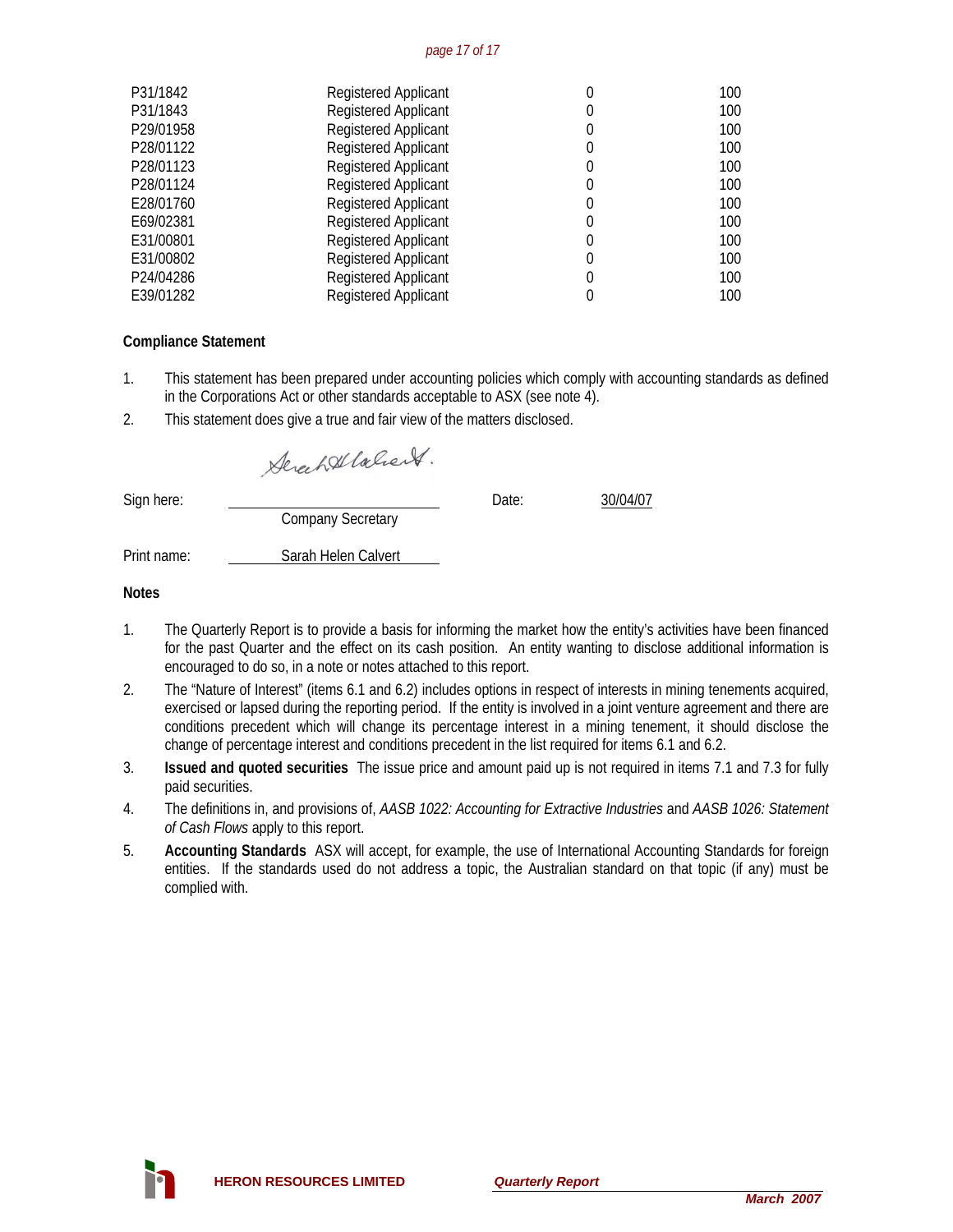| | | | |
|---|---|---|---|
| P31/1842 | Registered Applicant | 0 | 100 |
| P31/1843 | Registered Applicant | 0 | 100 |
| P29/01958 | Registered Applicant | 0 | 100 |
| P28/01122 | Registered Applicant | 0 | 100 |
| P28/01123 | Registered Applicant | 0 | 100 |
| P28/01124 | Registered Applicant | 0 | 100 |
| E28/01760 | Registered Applicant | 0 | 100 |
| E69/02381 | Registered Applicant | 0 | 100 |
| E31/00801 | Registered Applicant | 0 | 100 |
| E31/00802 | Registered Applicant | 0 | 100 |
| P24/04286 | Registered Applicant | 0 | 100 |
| E39/01282 | Registered Applicant | 0 | 100 |

**Compliance Statement**

1. This statement has been prepared under accounting policies which comply with accounting standards as defined in the Corporations Act or other standards acceptable to ASX (see note 4).
2. This statement does give a true and fair view of the matters disclosed.

Sign here: ______________________ Date: 30/04/07
Company Secretary

Print name: Sarah Helen Calvert

**Notes**

1. The Quarterly Report is to provide a basis for informing the market how the entity's activities have been financed for the past Quarter and the effect on its cash position. An entity wanting to disclose additional information is encouraged to do so, in a note or notes attached to this report.
2. The "Nature of Interest" (items 6.1 and 6.2) includes options in respect of interests in mining tenements acquired, exercised or lapsed during the reporting period. If the entity is involved in a joint venture agreement and there are conditions precedent which will change its percentage interest in a mining tenement, it should disclose the change of percentage interest and conditions precedent in the list required for items 6.1 and 6.2.
3. **Issued and quoted securities** The issue price and amount paid up is not required in items 7.1 and 7.3 for fully paid securities.
4. The definitions in, and provisions of, *AASB 1022: Accounting for Extractive Industries* and *AASB 1026: Statement of Cash Flows* apply to this report.
5. **Accounting Standards** ASX will accept, for example, the use of International Accounting Standards for foreign entities. If the standards used do not address a topic, the Australian standard on that topic (if any) must be complied with.